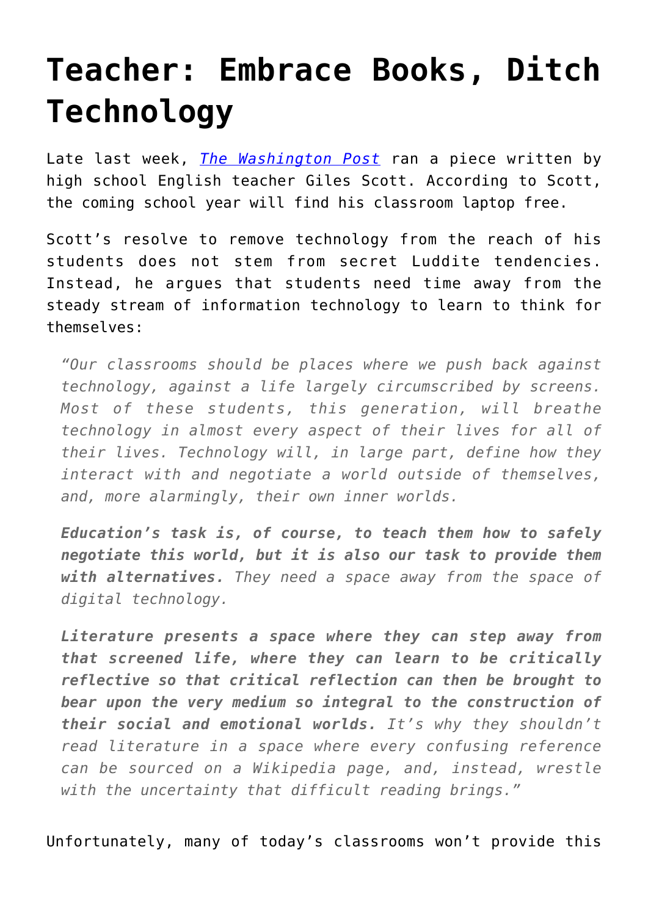# Teacher: Embrace Books, Ditch Technology

Late last week, [*The Washington Post*]() ran a piece written by high school English teacher Giles Scott. According to Scott, the coming school year will find his classroom laptop free.

Scott's resolve to remove technology from the reach of his students does not stem from secret Luddite tendencies. Instead, he argues that students need time away from the steady stream of information technology to learn to think for themselves:

> *"Our classrooms should be places where we push back against technology, against a life largely circumscribed by screens. Most of these students, this generation, will breathe technology in almost every aspect of their lives for all of their lives. Technology will, in large part, define how they interact with and negotiate a world outside of themselves, and, more alarmingly, their own inner worlds.*
>
> ***Education's task is, of course, to teach them how to safely negotiate this world, but it is also our task to provide them with alternatives.*** *They need a space away from the space of digital technology.*
>
> ***Literature presents a space where they can step away from that screened life, where they can learn to be critically reflective so that critical reflection can then be brought to bear upon the very medium so integral to the construction of their social and emotional worlds.*** *It's why they shouldn't read literature in a space where every confusing reference can be sourced on a Wikipedia page, and, instead, wrestle with the uncertainty that difficult reading brings."*

Unfortunately, many of today's classrooms won't provide this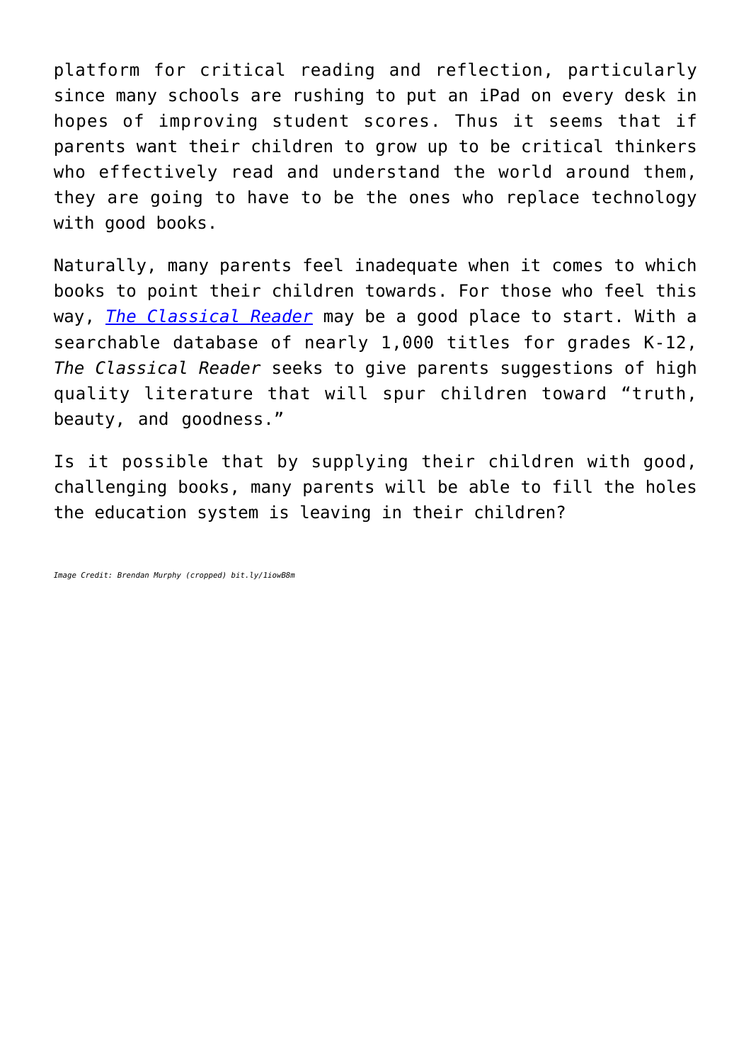platform for critical reading and reflection, particularly since many schools are rushing to put an iPad on every desk in hopes of improving student scores. Thus it seems that if parents want their children to grow up to be critical thinkers who effectively read and understand the world around them, they are going to have to be the ones who replace technology with good books.

Naturally, many parents feel inadequate when it comes to which books to point their children towards. For those who feel this way, *The Classical Reader* may be a good place to start. With a searchable database of nearly 1,000 titles for grades K-12, *The Classical Reader* seeks to give parents suggestions of high quality literature that will spur children toward "truth, beauty, and goodness."

Is it possible that by supplying their children with good, challenging books, many parents will be able to fill the holes the education system is leaving in their children?

*Image Credit: Brendan Murphy (cropped) bit.ly/1iowB8m*